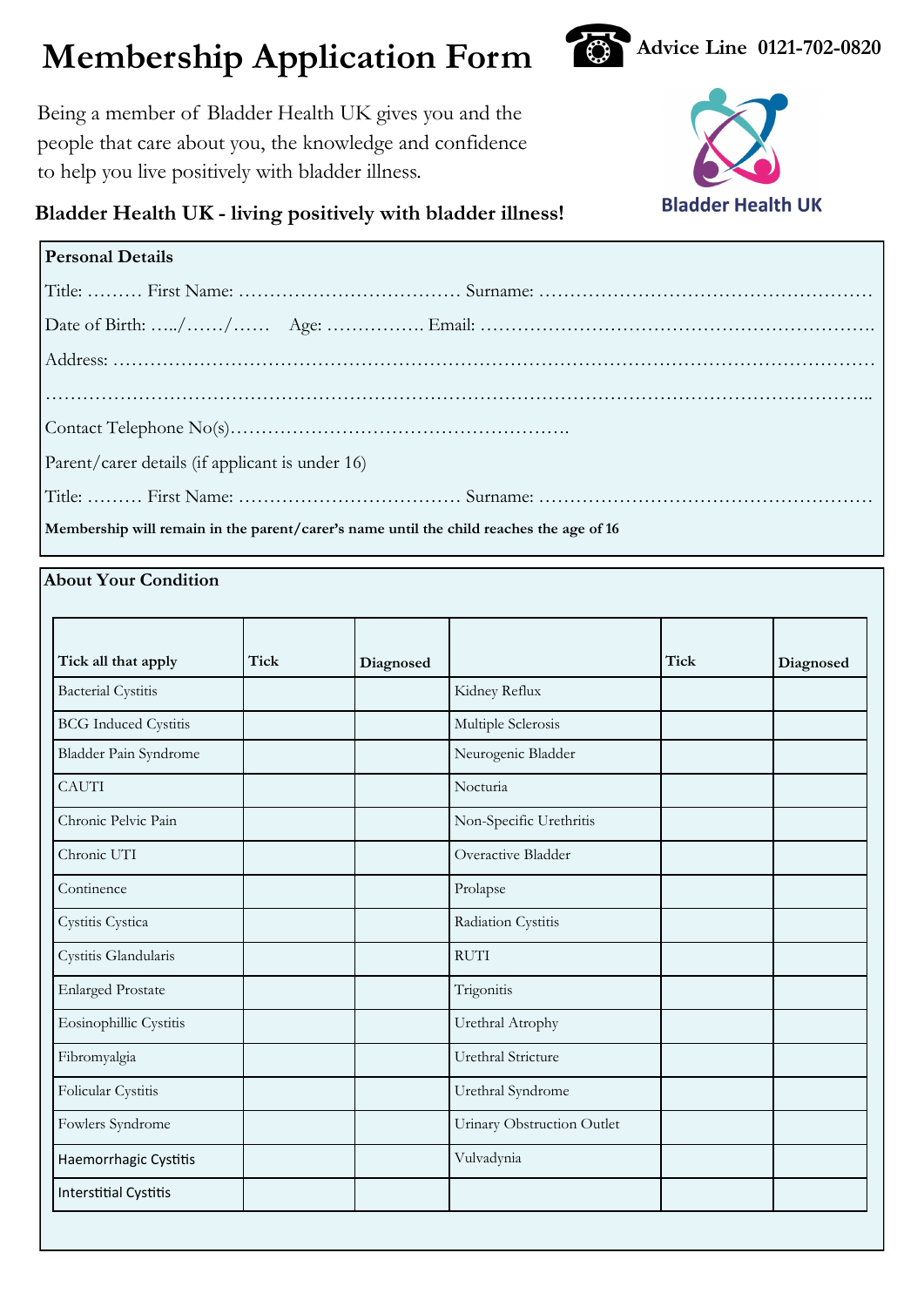# Membership Application Form

☎ **Advice Line 0121-702-0820**

Being a member of Bladder Health UK gives you and the people that care about you, the knowledge and confidence to help you live positively with bladder illness.

**Bladder Health UK - living positively with bladder illness!**

Bladder Health UK

## Personal Details

Title: ……… First Name: ……………………………… Surname: ………………………………………………

Date of Birth: …../……/…… Age: ……………. Email: ……………………………………………………….

Address: ……………………………………………………………………………………………………………

……………………………………………………………………………………………………………………..

Contact Telephone No(s)……………………………………………….

Parent/carer details (if applicant is under 16)

Title: ……… First Name: ……………………………… Surname: ………………………………………………

**Membership will remain in the parent/carer's name until the child reaches the age of 16**

## About Your Condition

| Tick all that apply | Tick | Diagnosed | | Tick | Diagnosed |
|---|---|---|---|---|---|
| Bacterial Cystitis | | | Kidney Reflux | | |
| BCG Induced Cystitis | | | Multiple Sclerosis | | |
| Bladder Pain Syndrome | | | Neurogenic Bladder | | |
| CAUTI | | | Nocturia | | |
| Chronic Pelvic Pain | | | Non-Specific Urethritis | | |
| Chronic UTI | | | Overactive Bladder | | |
| Continence | | | Prolapse | | |
| Cystitis Cystica | | | Radiation Cystitis | | |
| Cystitis Glandularis | | | RUTI | | |
| Enlarged Prostate | | | Trigonitis | | |
| Eosinophillic Cystitis | | | Urethral Atrophy | | |
| Fibromyalgia | | | Urethral Stricture | | |
| Folicular Cystitis | | | Urethral Syndrome | | |
| Fowlers Syndrome | | | Urinary Obstruction Outlet | | |
| Haemorrhagic Cystitis | | | Vulvadynia | | |
| Interstitial Cystitis | | | | | |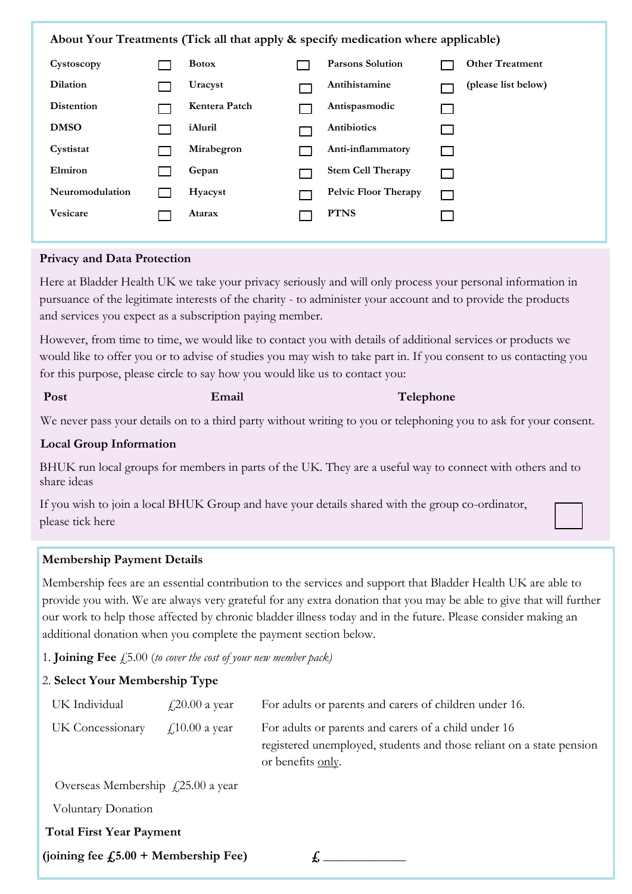## About Your Treatments (Tick all that apply & specify medication where applicable)

| | | | | | | |
|---|---|---|---|---|---|---|
| Cystoscopy | ☐ | Botox | ☐ | Parsons Solution | ☐ | Other Treatment |
| Dilation | ☐ | Uracyst | ☐ | Antihistamine | ☐ | (please list below) |
| Distention | ☐ | Kentera Patch | ☐ | Antispasmodic | ☐ | |
| DMSO | ☐ | iAluril | ☐ | Antibiotics | ☐ | |
| Cystistat | ☐ | Mirabegron | ☐ | Anti-inflammatory | ☐ | |
| Elmiron | ☐ | Gepan | ☐ | Stem Cell Therapy | ☐ | |
| Neuromodulation | ☐ | Hyacyst | ☐ | Pelvic Floor Therapy | ☐ | |
| Vesicare | ☐ | Atarax | ☐ | PTNS | ☐ | |

### Privacy and Data Protection

Here at Bladder Health UK we take your privacy seriously and will only process your personal information in pursuance of the legitimate interests of the charity - to administer your account and to provide the products and services you expect as a subscription paying member.

However, from time to time, we would like to contact you with details of additional services or products we would like to offer you or to advise of studies you may wish to take part in. If you consent to us contacting you for this purpose, please circle to say how you would like us to contact you:

**Post** **Email** **Telephone**

We never pass your details on to a third party without writing to you or telephoning you to ask for your consent.

### Local Group Information

BHUK run local groups for members in parts of the UK. They are a useful way to connect with others and to share ideas

If you wish to join a local BHUK Group and have your details shared with the group co-ordinator, please tick here ☐

### Membership Payment Details

Membership fees are an essential contribution to the services and support that Bladder Health UK are able to provide you with. We are always very grateful for any extra donation that you may be able to give that will further our work to help those affected by chronic bladder illness today and in the future. Please consider making an additional donation when you complete the payment section below.

1. **Joining Fee** £5.00 (*to cover the cost of your new member pack)*

2. **Select Your Membership Type**

| | | |
|---|---|---|
| UK Individual | £20.00 a year | For adults or parents and carers of children under 16. |
| UK Concessionary | £10.00 a year | For adults or parents and carers of a child under 16 registered unemployed, students and those reliant on a state pension or benefits <u>only</u>. |
| Overseas Membership | £25.00 a year | |
| Voluntary Donation | | |

**Total First Year Payment**

**(joining fee £5.00 + Membership Fee)** £ ____________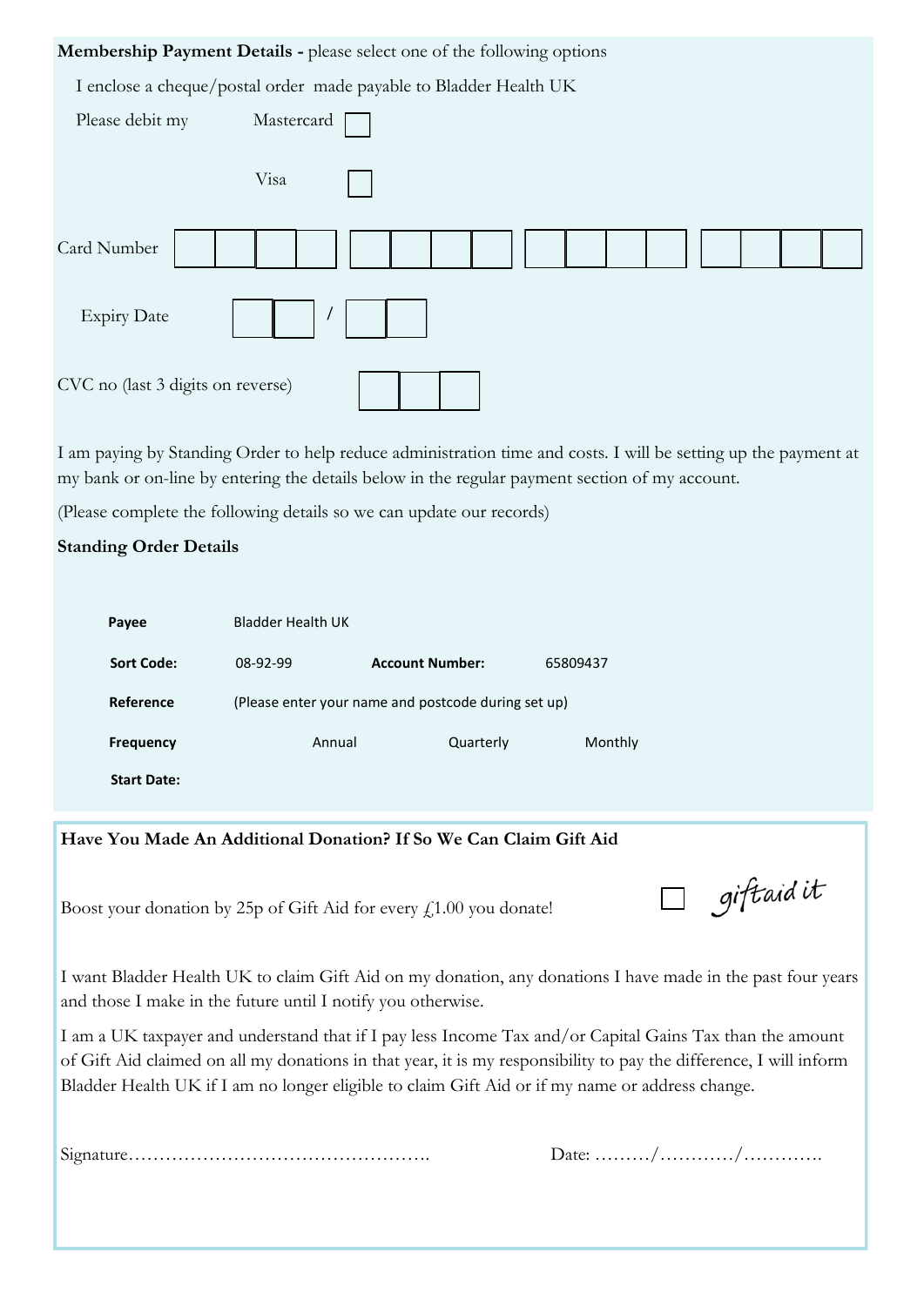**Membership Payment Details -** please select one of the following options

I enclose a cheque/postal order made payable to Bladder Health UK

Please debit my Mastercard ☐

Visa ☐

Card Number | | | | | | | | | | | | | | | | |

Expiry Date | | | / | | |

CVC no (last 3 digits on reverse) | | | |

I am paying by Standing Order to help reduce administration time and costs. I will be setting up the payment at my bank or on-line by entering the details below in the regular payment section of my account.

(Please complete the following details so we can update our records)

**Standing Order Details**

| | | | |
|---|---|---|---|
| **Payee** | Bladder Health UK | | |
| **Sort Code:** | 08-92-99 | **Account Number:** | 65809437 |
| **Reference** | (Please enter your name and postcode during set up) | | |
| **Frequency** | Annual | Quarterly | Monthly |
| **Start Date:** | | | |

**Have You Made An Additional Donation? If So We Can Claim Gift Aid**

Boost your donation by 25p of Gift Aid for every £1.00 you donate!

☐ giftaid it

I want Bladder Health UK to claim Gift Aid on my donation, any donations I have made in the past four years and those I make in the future until I notify you otherwise.

I am a UK taxpayer and understand that if I pay less Income Tax and/or Capital Gains Tax than the amount of Gift Aid claimed on all my donations in that year, it is my responsibility to pay the difference, I will inform Bladder Health UK if I am no longer eligible to claim Gift Aid or if my name or address change.

Signature…………………………………………. Date: ………/…………/………….